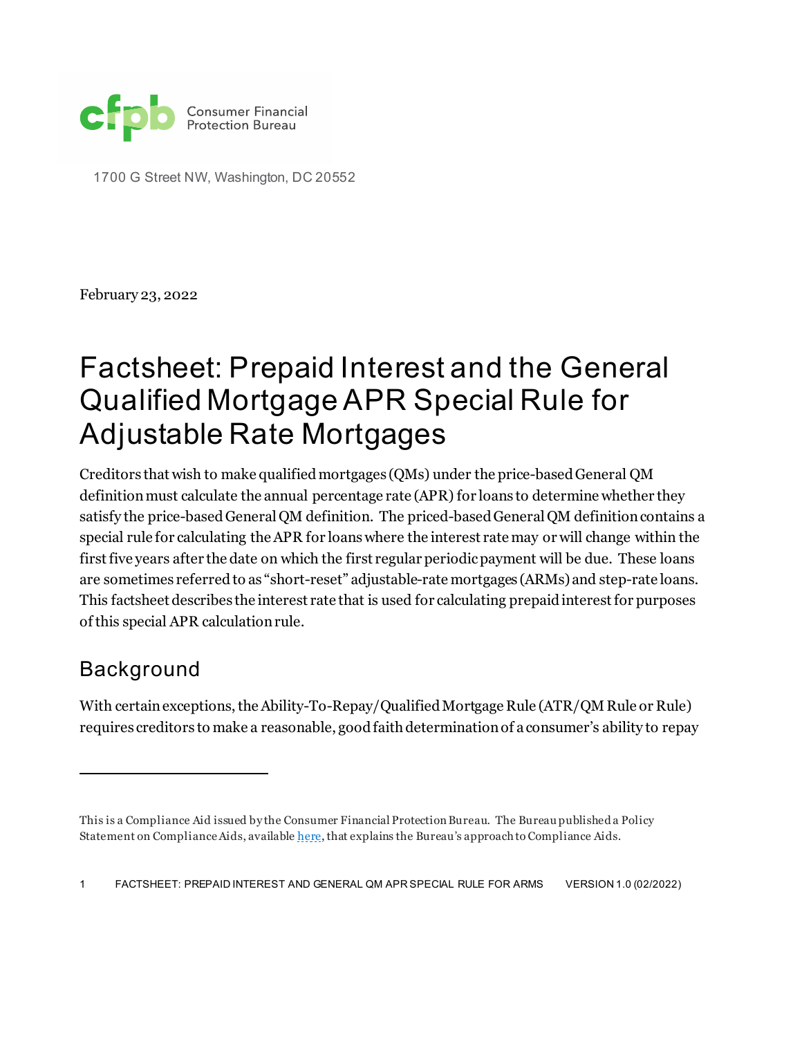1700 G Street NW, Washington, DC 20552

February 23, 2022

# Factsheet: Prepaid Interest and the General Qualified Mortgage APR Special Rule for Adjustable Rate Mortgages

Creditors that wish to make qualified mortgages (QMs) under the price-based General QM definition must calculate the annual percentage rate (APR) for loans to determine whether they satisfy the price-based General QM definition. The priced-based General QM definition contains a special rule for calculating the APR for loans where the interest rate may or will change within the first five years after the date on which the first regular periodic payment will be due. These loans are sometimes referred to as "short-reset" adjustable-rate mortgages (ARMs) and step-rate loans. This factsheet describes the interest rate that is used for calculating prepaid interest for purposes of this special APR calculation rule.

## Background

With certain exceptions, the Ability-To-Repay/Qualified Mortgage Rule (ATR/QM Rule or Rule) requires creditors to make a reasonable, good faith determination of a consumer's ability to repay

---

This is a Compliance Aid issued by the Consumer Financial Protection Bureau. The Bureau published a Policy Statement on Compliance Aids, available here, that explains the Bureau's approach to Compliance Aids.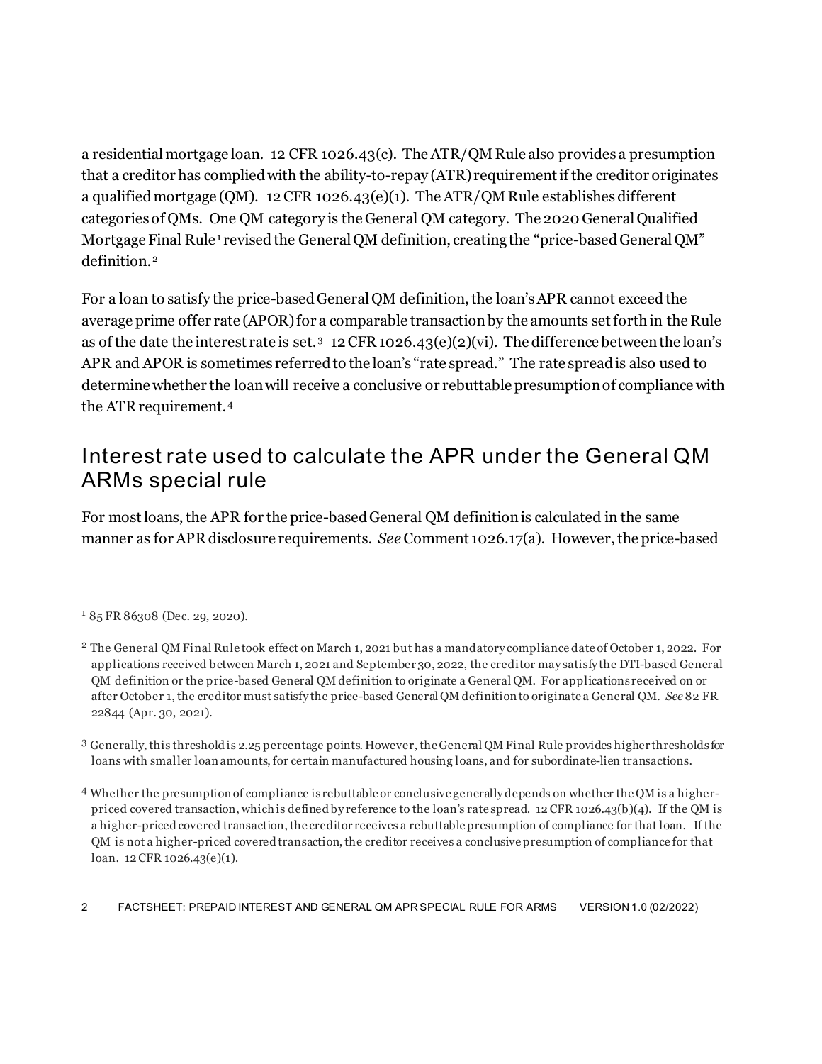a residential mortgage loan. 12 CFR 1026.43(c). The ATR/QM Rule also provides a presumption that a creditor has complied with the ability-to-repay (ATR) requirement if the creditor originates a qualified mortgage (QM). 12 CFR 1026.43(e)(1). The ATR/QM Rule establishes different categories of QMs. One QM category is the General QM category. The 2020 General Qualified Mortgage Final Rule[1] revised the General QM definition, creating the "price-based General QM" definition.[2]

For a loan to satisfy the price-based General QM definition, the loan's APR cannot exceed the average prime offer rate (APOR) for a comparable transaction by the amounts set forth in the Rule as of the date the interest rate is set.[3] 12 CFR 1026.43(e)(2)(vi). The difference between the loan's APR and APOR is sometimes referred to the loan's "rate spread." The rate spread is also used to determine whether the loan will receive a conclusive or rebuttable presumption of compliance with the ATR requirement.[4]

## Interest rate used to calculate the APR under the General QM ARMs special rule

For most loans, the APR for the price-based General QM definition is calculated in the same manner as for APR disclosure requirements. *See* Comment 1026.17(a). However, the price-based

---

[1] 85 FR 86308 (Dec. 29, 2020).

[2] The General QM Final Rule took effect on March 1, 2021 but has a mandatory compliance date of October 1, 2022. For applications received between March 1, 2021 and September 30, 2022, the creditor may satisfy the DTI-based General QM definition or the price-based General QM definition to originate a General QM. For applications received on or after October 1, the creditor must satisfy the price-based General QM definition to originate a General QM. *See* 82 FR 22844 (Apr. 30, 2021).

[3] Generally, this threshold is 2.25 percentage points. However, the General QM Final Rule provides higher thresholds for loans with smaller loan amounts, for certain manufactured housing loans, and for subordinate-lien transactions.

[4] Whether the presumption of compliance is rebuttable or conclusive generally depends on whether the QM is a higher-priced covered transaction, which is defined by reference to the loan's rate spread. 12 CFR 1026.43(b)(4). If the QM is a higher-priced covered transaction, the creditor receives a rebuttable presumption of compliance for that loan. If the QM is not a higher-priced covered transaction, the creditor receives a conclusive presumption of compliance for that loan. 12 CFR 1026.43(e)(1).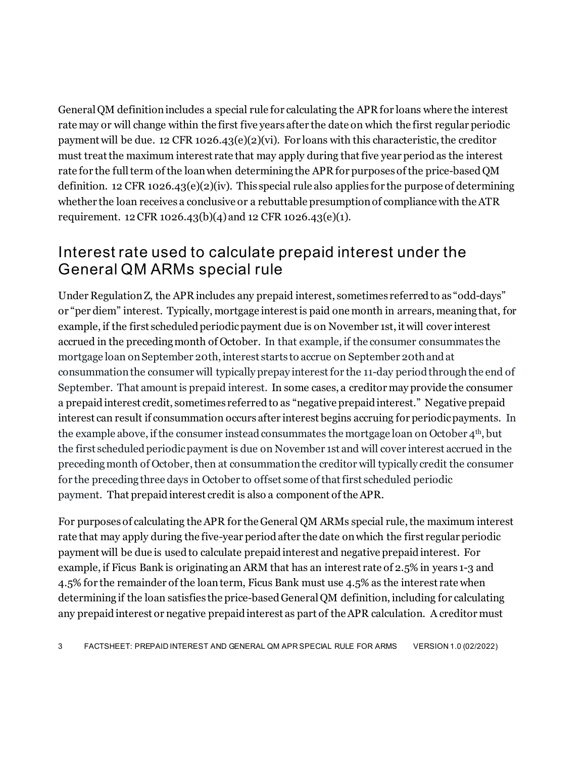General QM definition includes a special rule for calculating the APR for loans where the interest rate may or will change within the first five years after the date on which the first regular periodic payment will be due. 12 CFR 1026.43(e)(2)(vi). For loans with this characteristic, the creditor must treat the maximum interest rate that may apply during that five year period as the interest rate for the full term of the loan when determining the APR for purposes of the price-based QM definition. 12 CFR 1026.43(e)(2)(iv). This special rule also applies for the purpose of determining whether the loan receives a conclusive or a rebuttable presumption of compliance with the ATR requirement. 12 CFR 1026.43(b)(4) and 12 CFR 1026.43(e)(1).

## Interest rate used to calculate prepaid interest under the General QM ARMs special rule

Under Regulation Z, the APR includes any prepaid interest, sometimes referred to as "odd-days" or "per diem" interest. Typically, mortgage interest is paid one month in arrears, meaning that, for example, if the first scheduled periodic payment due is on November 1st, it will cover interest accrued in the preceding month of October. In that example, if the consumer consummates the mortgage loan on September 20th, interest starts to accrue on September 20th and at consummation the consumer will typically prepay interest for the 11-day period through the end of September. That amount is prepaid interest. In some cases, a creditor may provide the consumer a prepaid interest credit, sometimes referred to as "negative prepaid interest." Negative prepaid interest can result if consummation occurs after interest begins accruing for periodic payments. In the example above, if the consumer instead consummates the mortgage loan on October 4th, but the first scheduled periodic payment is due on November 1st and will cover interest accrued in the preceding month of October, then at consummation the creditor will typically credit the consumer for the preceding three days in October to offset some of that first scheduled periodic payment. That prepaid interest credit is also a component of the APR.

For purposes of calculating the APR for the General QM ARMs special rule, the maximum interest rate that may apply during the five-year period after the date on which the first regular periodic payment will be due is used to calculate prepaid interest and negative prepaid interest. For example, if Ficus Bank is originating an ARM that has an interest rate of 2.5% in years 1-3 and 4.5% for the remainder of the loan term, Ficus Bank must use 4.5% as the interest rate when determining if the loan satisfies the price-based General QM definition, including for calculating any prepaid interest or negative prepaid interest as part of the APR calculation. A creditor must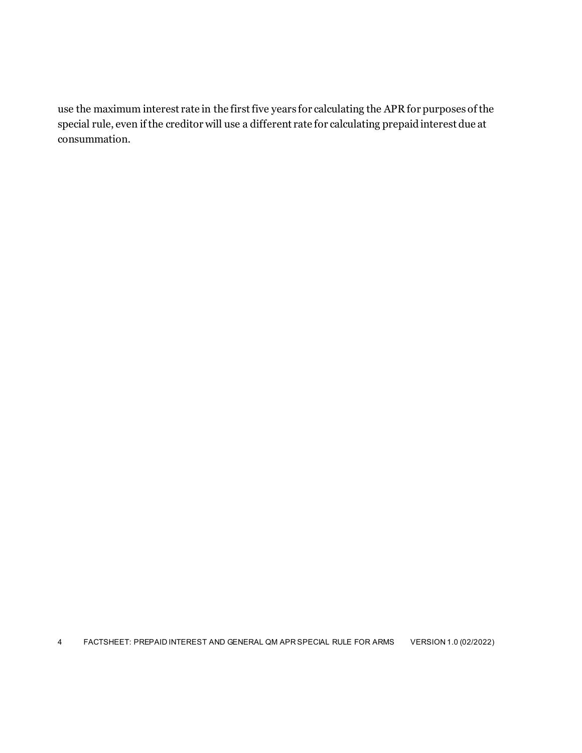use the maximum interest rate in the first five years for calculating the APR for purposes of the special rule, even if the creditor will use a different rate for calculating prepaid interest due at consummation.